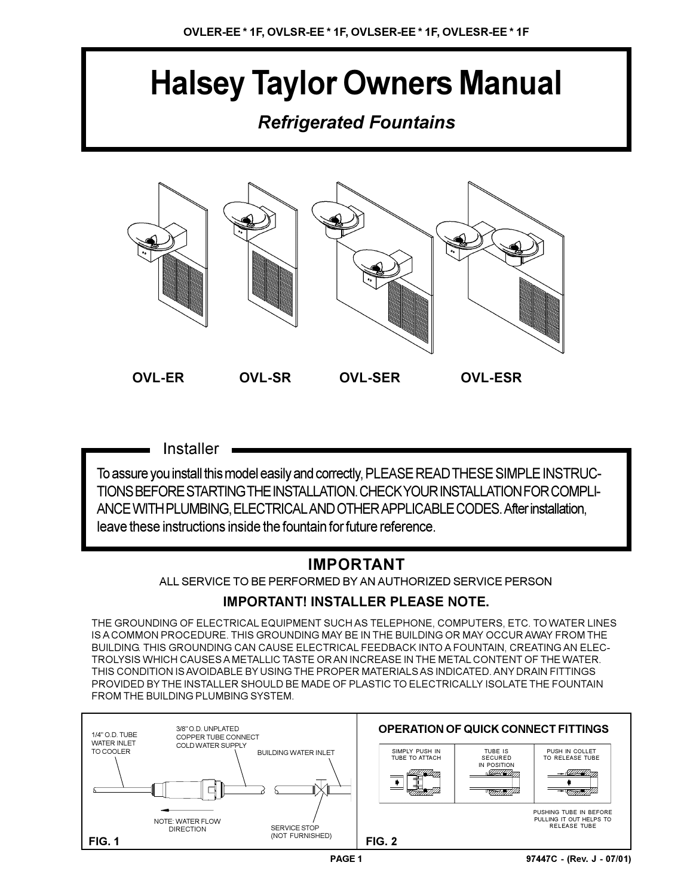OVLER-EE * 1F, OVLSR-EE * 1F, OVLSER-EE * 1F, OVLESR-EE * 1F

# Halsey Taylor Owners Manual

*Refrigerated Fountains*

**OVL-ER** **OVL-SR** **OVL-SER** **OVL-ESR**

## Installer

To assure you install this model easily and correctly, PLEASE READ THESE SIMPLE INSTRUCTIONS BEFORE STARTING THE INSTALLATION. CHECK YOUR INSTALLATION FOR COMPLIANCE WITH PLUMBING, ELECTRICAL AND OTHER APPLICABLE CODES. After installation, leave these instructions inside the fountain for future reference.

## IMPORTANT

ALL SERVICE TO BE PERFORMED BY AN AUTHORIZED SERVICE PERSON

### IMPORTANT! INSTALLER PLEASE NOTE.

THE GROUNDING OF ELECTRICAL EQUIPMENT SUCH AS TELEPHONE, COMPUTERS, ETC. TO WATER LINES IS A COMMON PROCEDURE. THIS GROUNDING MAY BE IN THE BUILDING OR MAY OCCUR AWAY FROM THE BUILDING. THIS GROUNDING CAN CAUSE ELECTRICAL FEEDBACK INTO A FOUNTAIN, CREATING AN ELECTROLYSIS WHICH CAUSES A METALLIC TASTE OR AN INCREASE IN THE METAL CONTENT OF THE WATER. THIS CONDITION IS AVOIDABLE BY USING THE PROPER MATERIALS AS INDICATED. ANY DRAIN FITTINGS PROVIDED BY THE INSTALLER SHOULD BE MADE OF PLASTIC TO ELECTRICALLY ISOLATE THE FOUNTAIN FROM THE BUILDING PLUMBING SYSTEM.

1/4" O.D. TUBE WATER INLET TO COOLER

3/8" O.D. UNPLATED COPPER TUBE CONNECT COLD WATER SUPPLY

BUILDING WATER INLET

NOTE: WATER FLOW DIRECTION

SERVICE STOP (NOT FURNISHED)

**FIG. 1**

**OPERATION OF QUICK CONNECT FITTINGS**

| SIMPLY PUSH IN TUBE TO ATTACH | TUBE IS SECURED IN POSITION | PUSH IN COLLET TO RELEASE TUBE |
|---|---|---|

PUSHING TUBE IN BEFORE PULLING IT OUT HELPS TO RELEASE TUBE

**FIG. 2**

97447C - (Rev. J - 07/01)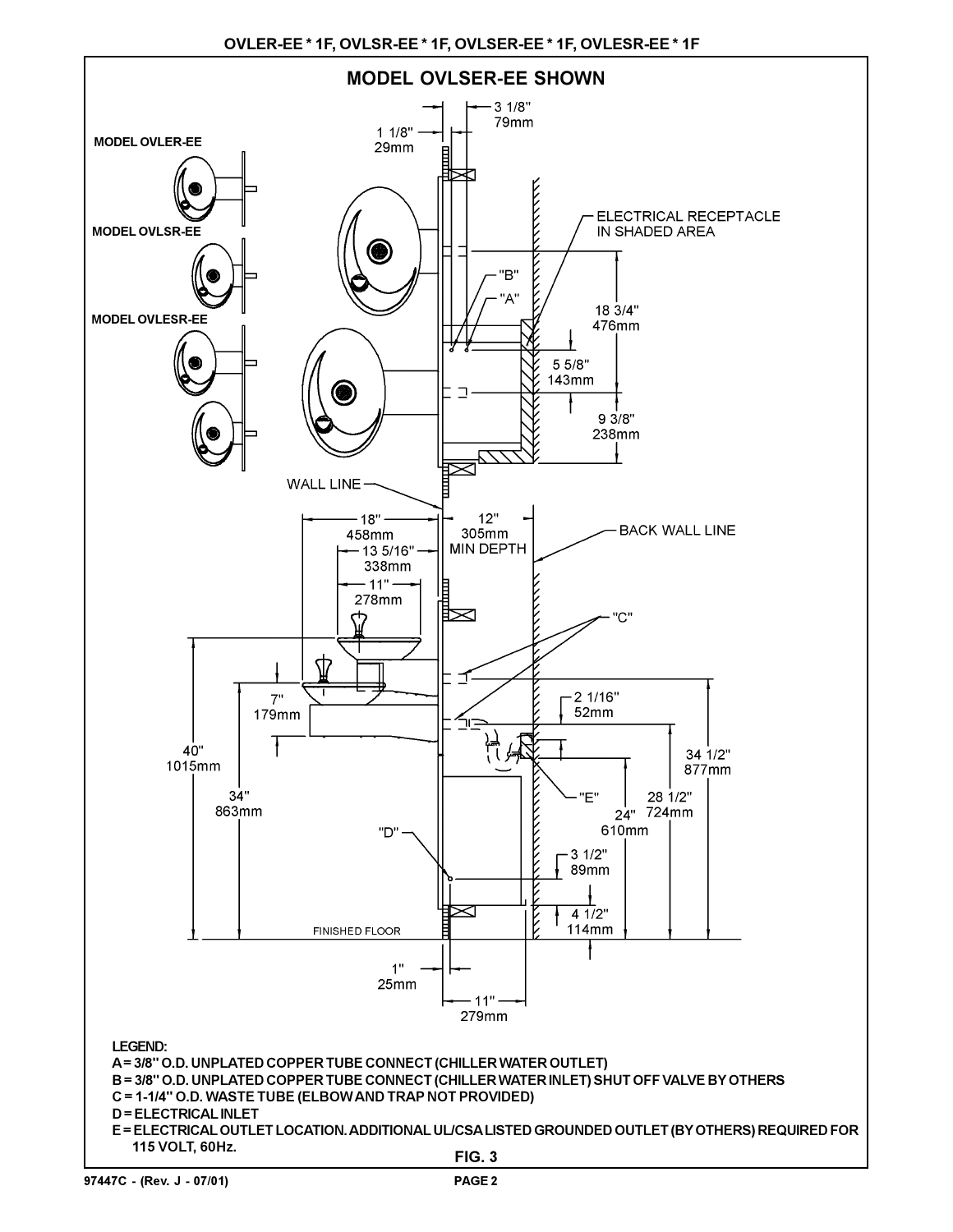OVLER-EE * 1F, OVLSR-EE * 1F, OVLSER-EE * 1F, OVLESR-EE * 1F

## MODEL OVLSER-EE SHOWN

MODEL OVLER-EE

MODEL OVLSR-EE

MODEL OVLESR-EE

3 1/8" 79mm

1 1/8" 29mm

ELECTRICAL RECEPTACLE IN SHADED AREA

"B"

"A"

18 3/4" 476mm

5 5/8" 143mm

9 3/8" 238mm

WALL LINE

18" 458mm

13 5/16" 338mm

11" 278mm

12" 305mm MIN DEPTH

BACK WALL LINE

"C"

7" 179mm

2 1/16" 52mm

40" 1015mm

34" 863mm

"E"

24" 610mm

28 1/2" 724mm

34 1/2" 877mm

"D"

3 1/2" 89mm

4 1/2" 114mm

FINISHED FLOOR

1" 25mm

11" 279mm

**LEGEND:**

**A = 3/8" O.D. UNPLATED COPPER TUBE CONNECT (CHILLER WATER OUTLET)**

**B = 3/8" O.D. UNPLATED COPPER TUBE CONNECT (CHILLER WATER INLET) SHUT OFF VALVE BY OTHERS**

**C = 1-1/4" O.D. WASTE TUBE (ELBOW AND TRAP NOT PROVIDED)**

**D = ELECTRICAL INLET**

**E = ELECTRICAL OUTLET LOCATION. ADDITIONAL UL/CSA LISTED GROUNDED OUTLET (BY OTHERS) REQUIRED FOR 115 VOLT, 60Hz.**

**FIG. 3**

97447C - (Rev. J - 07/01)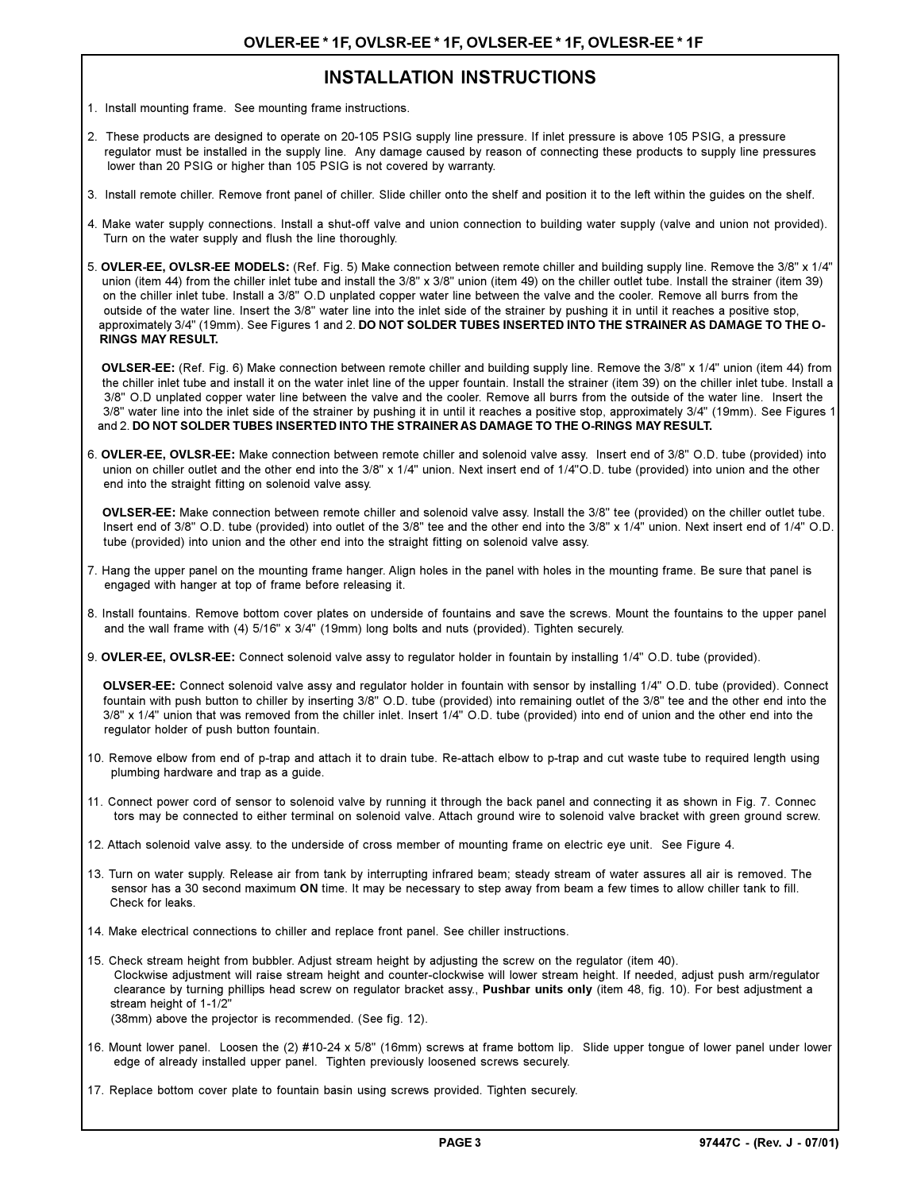# INSTALLATION INSTRUCTIONS

1. Install mounting frame. See mounting frame instructions.

2. These products are designed to operate on 20-105 PSIG supply line pressure. If inlet pressure is above 105 PSIG, a pressure regulator must be installed in the supply line. Any damage caused by reason of connecting these products to supply line pressures lower than 20 PSIG or higher than 105 PSIG is not covered by warranty.

3. Install remote chiller. Remove front panel of chiller. Slide chiller onto the shelf and position it to the left within the guides on the shelf.

4. Make water supply connections. Install a shut-off valve and union connection to building water supply (valve and union not provided). Turn on the water supply and flush the line thoroughly.

5. **OVLER-EE, OVLSR-EE MODELS:** (Ref. Fig. 5) Make connection between remote chiller and building supply line. Remove the 3/8" x 1/4" union (item 44) from the chiller inlet tube and install the 3/8" x 3/8" union (item 49) on the chiller outlet tube. Install the strainer (item 39) on the chiller inlet tube. Install a 3/8" O.D unplated copper water line between the valve and the cooler. Remove all burrs from the outside of the water line. Insert the 3/8" water line into the inlet side of the strainer by pushing it in until it reaches a positive stop, approximately 3/4" (19mm). See Figures 1 and 2. **DO NOT SOLDER TUBES INSERTED INTO THE STRAINER AS DAMAGE TO THE O-RINGS MAY RESULT.**

   **OVLSER-EE:** (Ref. Fig. 6) Make connection between remote chiller and building supply line. Remove the 3/8" x 1/4" union (item 44) from the chiller inlet tube and install it on the water inlet line of the upper fountain. Install the strainer (item 39) on the chiller inlet tube. Install a 3/8" O.D unplated copper water line between the valve and the cooler. Remove all burrs from the outside of the water line. Insert the 3/8" water line into the inlet side of the strainer by pushing it in until it reaches a positive stop, approximately 3/4" (19mm). See Figures 1 and 2. **DO NOT SOLDER TUBES INSERTED INTO THE STRAINER AS DAMAGE TO THE O-RINGS MAY RESULT.**

6. **OVLER-EE, OVLSR-EE:** Make connection between remote chiller and solenoid valve assy. Insert end of 3/8" O.D. tube (provided) into union on chiller outlet and the other end into the 3/8" x 1/4" union. Next insert end of 1/4"O.D. tube (provided) into union and the other end into the straight fitting on solenoid valve assy.

   **OVLSER-EE:** Make connection between remote chiller and solenoid valve assy. Install the 3/8" tee (provided) on the chiller outlet tube. Insert end of 3/8" O.D. tube (provided) into outlet of the 3/8" tee and the other end into the 3/8" x 1/4" union. Next insert end of 1/4" O.D. tube (provided) into union and the other end into the straight fitting on solenoid valve assy.

7. Hang the upper panel on the mounting frame hanger. Align holes in the panel with holes in the mounting frame. Be sure that panel is engaged with hanger at top of frame before releasing it.

8. Install fountains. Remove bottom cover plates on underside of fountains and save the screws. Mount the fountains to the upper panel and the wall frame with (4) 5/16" x 3/4" (19mm) long bolts and nuts (provided). Tighten securely.

9. **OVLER-EE, OVLSR-EE:** Connect solenoid valve assy to regulator holder in fountain by installing 1/4" O.D. tube (provided).

   **OLVSER-EE:** Connect solenoid valve assy and regulator holder in fountain with sensor by installing 1/4" O.D. tube (provided). Connect fountain with push button to chiller by inserting 3/8" O.D. tube (provided) into remaining outlet of the 3/8" tee and the other end into the 3/8" x 1/4" union that was removed from the chiller inlet. Insert 1/4" O.D. tube (provided) into end of union and the other end into the regulator holder of push button fountain.

10. Remove elbow from end of p-trap and attach it to drain tube. Re-attach elbow to p-trap and cut waste tube to required length using plumbing hardware and trap as a guide.

11. Connect power cord of sensor to solenoid valve by running it through the back panel and connecting it as shown in Fig. 7. Connectors may be connected to either terminal on solenoid valve. Attach ground wire to solenoid valve bracket with green ground screw.

12. Attach solenoid valve assy. to the underside of cross member of mounting frame on electric eye unit. See Figure 4.

13. Turn on water supply. Release air from tank by interrupting infrared beam; steady stream of water assures all air is removed. The sensor has a 30 second maximum **ON** time. It may be necessary to step away from beam a few times to allow chiller tank to fill. Check for leaks.

14. Make electrical connections to chiller and replace front panel. See chiller instructions.

15. Check stream height from bubbler. Adjust stream height by adjusting the screw on the regulator (item 40). Clockwise adjustment will raise stream height and counter-clockwise will lower stream height. If needed, adjust push arm/regulator clearance by turning phillips head screw on regulator bracket assy., **Pushbar units only** (item 48, fig. 10). For best adjustment a stream height of 1-1/2" (38mm) above the projector is recommended. (See fig. 12).

16. Mount lower panel. Loosen the (2) #10-24 x 5/8" (16mm) screws at frame bottom lip. Slide upper tongue of lower panel under lower edge of already installed upper panel. Tighten previously loosened screws securely.

17. Replace bottom cover plate to fountain basin using screws provided. Tighten securely.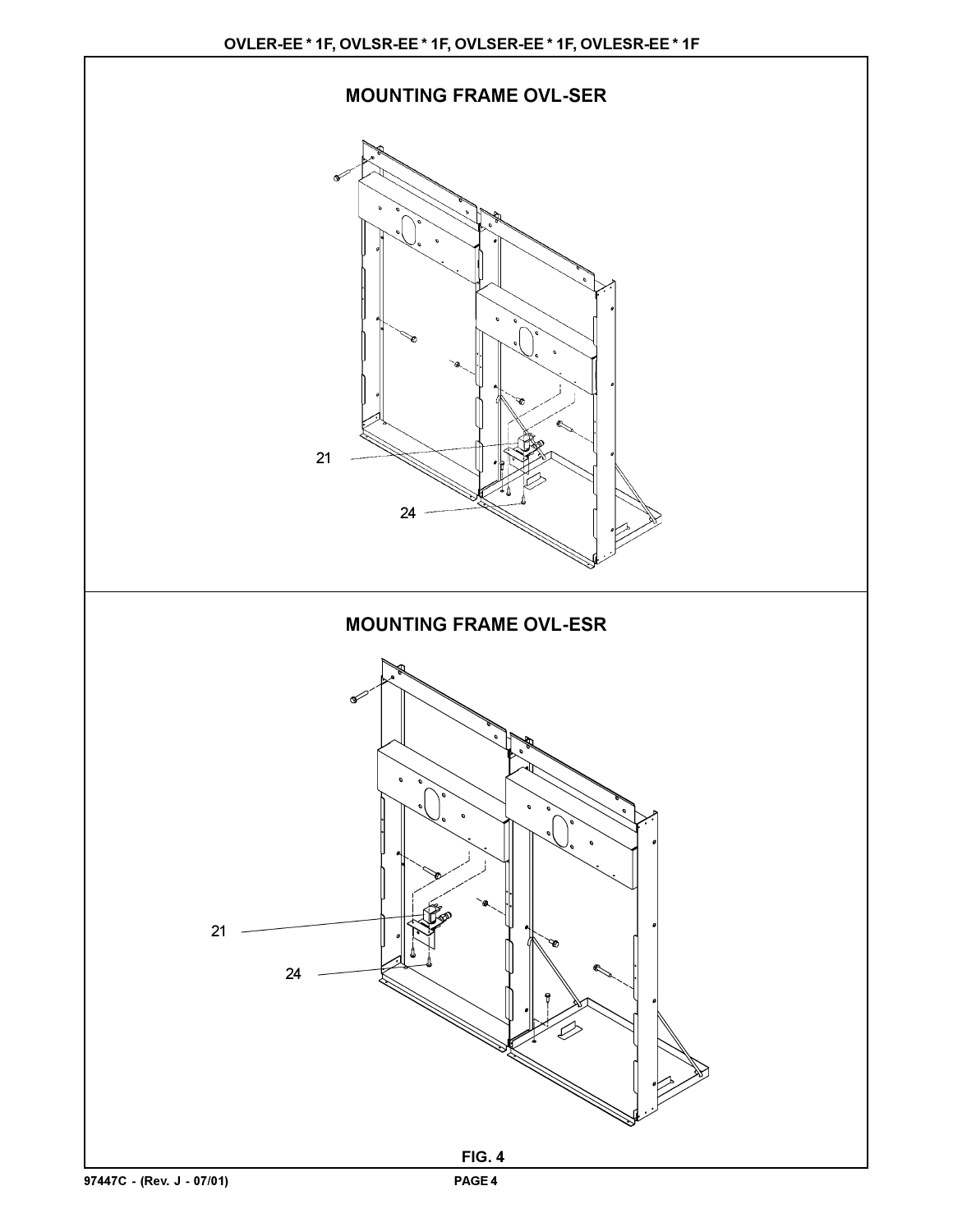## MOUNTING FRAME OVL-SER

21

24

## MOUNTING FRAME OVL-ESR

21

24

FIG. 4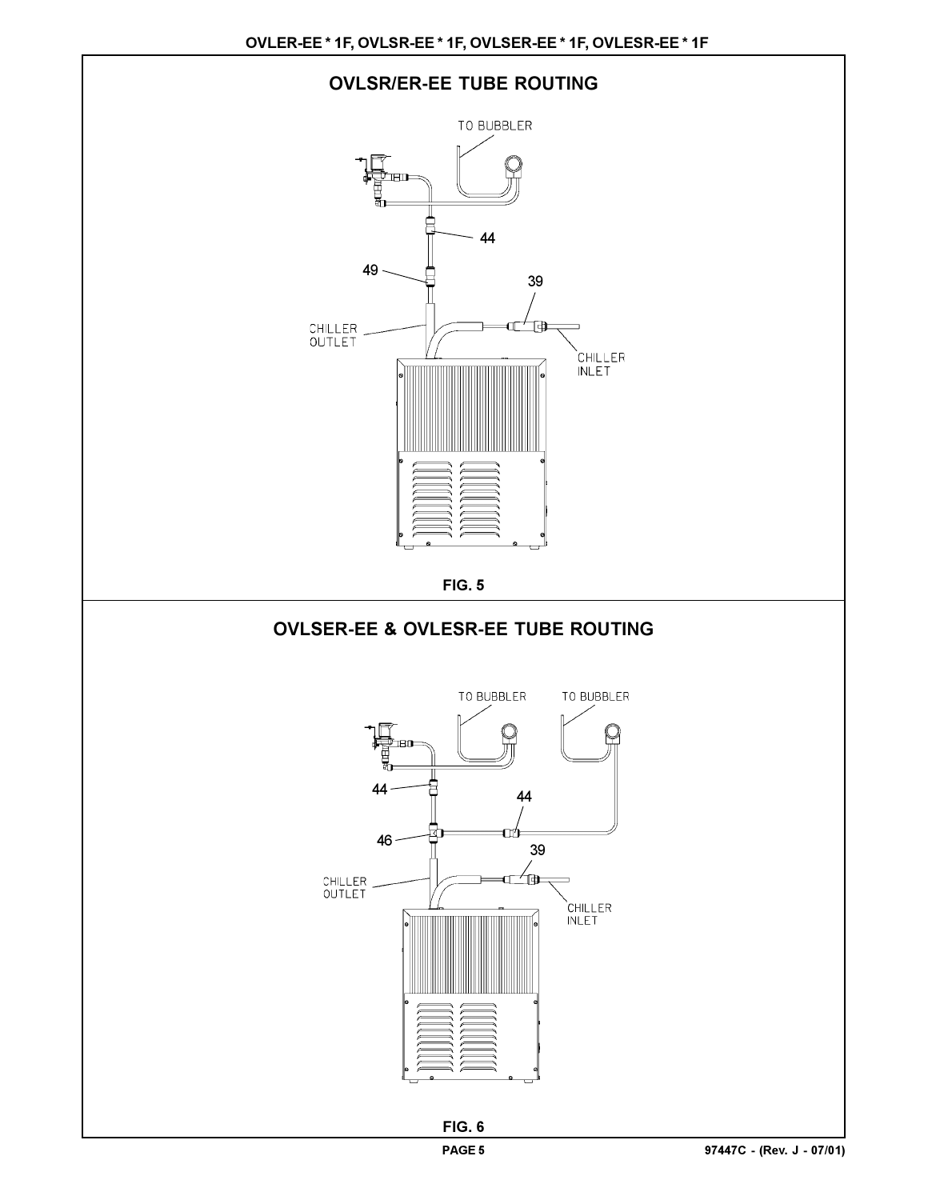## OVLSR/ER-EE TUBE ROUTING

TO BUBBLER

44

49

39

CHILLER OUTLET

CHILLER INLET

**FIG. 5**

## OVLSER-EE & OVLESR-EE TUBE ROUTING

TO BUBBLER

TO BUBBLER

44

44

46

39

CHILLER OUTLET

CHILLER INLET

**FIG. 6**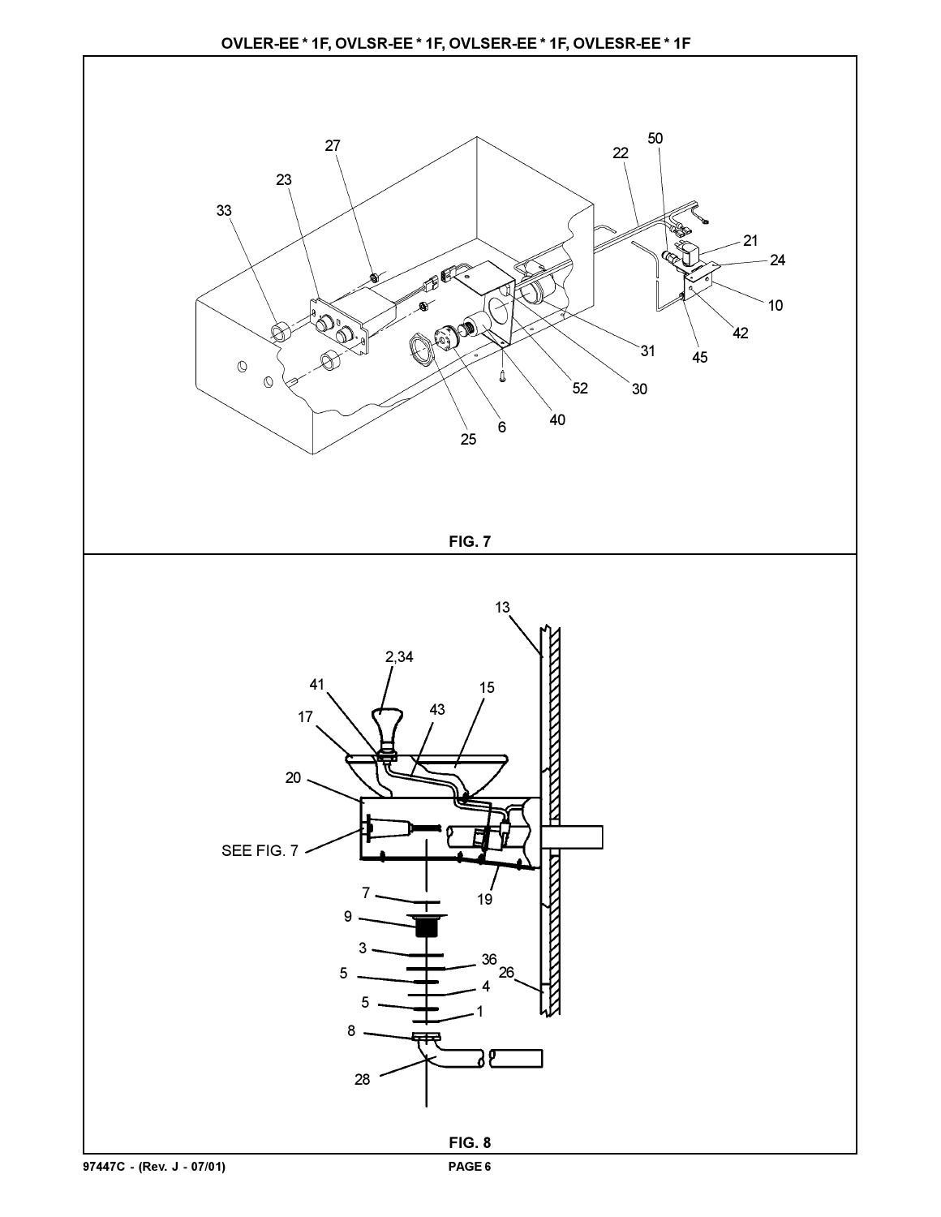OVLER-EE * 1F, OVLSR-EE * 1F, OVLSER-EE * 1F, OVLESR-EE * 1F

FIG. 7

SEE FIG. 7

FIG. 8

97447C - (Rev. J - 07/01)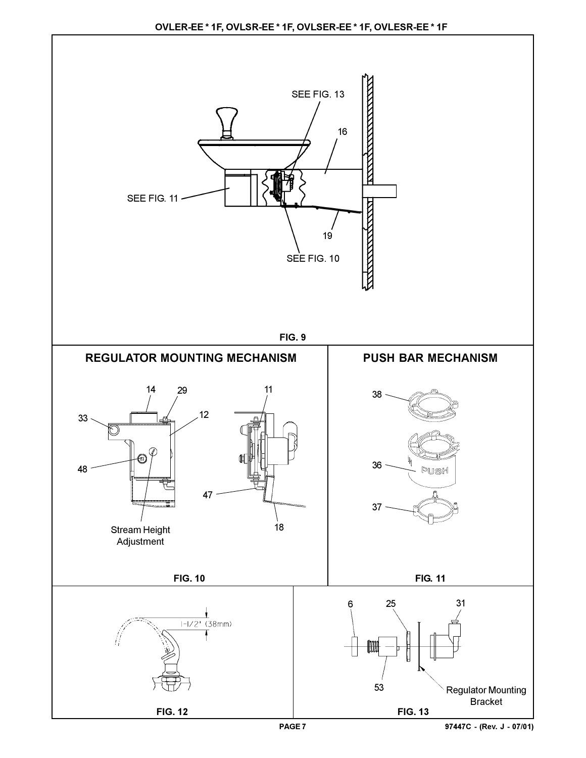SEE FIG. 13

16

SEE FIG. 11

19

SEE FIG. 10

FIG. 9

## REGULATOR MOUNTING MECHANISM

14 29 11

33 12

48

47

18

Stream Height Adjustment

FIG. 10

## PUSH BAR MECHANISM

38

36

37

FIG. 11

1-1/2" (38mm)

FIG. 12

6 25 31

53

Regulator Mounting Bracket

FIG. 13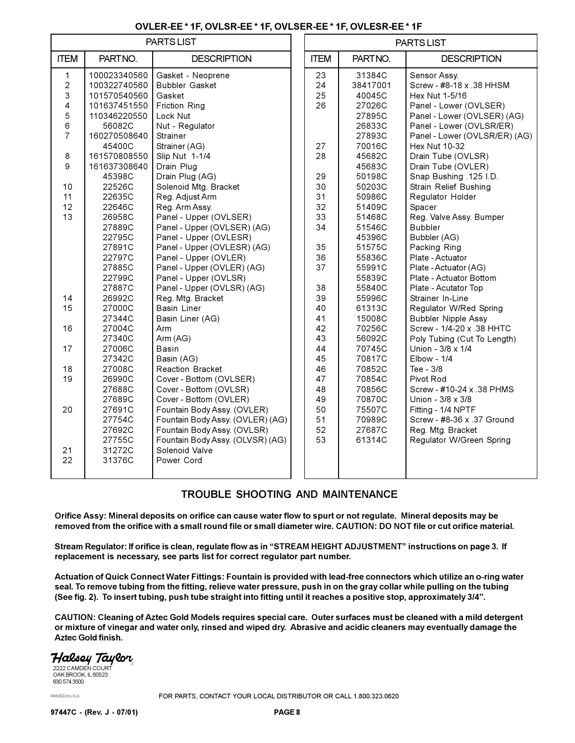## OVLER-EE * 1F, OVLSR-EE * 1F, OVLSER-EE * 1F, OVLESR-EE * 1F

| PARTS LIST | | |
|---|---|---|
| **ITEM** | **PART NO.** | **DESCRIPTION** |
| 1 | 100023340560 | Gasket - Neoprene |
| 2 | 100322740560 | Bubbler Gasket |
| 3 | 101570540560 | Gasket |
| 4 | 101637451550 | Friction Ring |
| 5 | 110346220550 | Lock Nut |
| 6 | 56082C | Nut - Regulator |
| 7 | 160270508640 | Strainer |
| | 45400C | Strainer (AG) |
| 8 | 161570808550 | Slip Nut 1-1/4 |
| 9 | 161637308640 | Drain Plug |
| | 45398C | Drain Plug (AG) |
| 10 | 22526C | Solenoid Mtg. Bracket |
| 11 | 22635C | Reg. Adjust Arm |
| 12 | 22646C | Reg. Arm Assy. |
| 13 | 26958C | Panel - Upper (OVLSER) |
| | 27889C | Panel - Upper (OVLSER) (AG) |
| | 22795C | Panel - Upper (OVLESR) |
| | 27891C | Panel - Upper (OVLESR) (AG) |
| | 22797C | Panel - Upper (OVLER) |
| | 27885C | Panel - Upper (OVLER) (AG) |
| | 22799C | Panel - Upper (OVLSR) |
| | 27887C | Panel - Upper (OVLSR) (AG) |
| 14 | 26992C | Reg. Mtg. Bracket |
| 15 | 27000C | Basin Liner |
| | 27344C | Basin Liner (AG) |
| 16 | 27004C | Arm |
| | 27340C | Arm (AG) |
| 17 | 27006C | Basin |
| | 27342C | Basin (AG) |
| 18 | 27008C | Reaction Bracket |
| 19 | 26990C | Cover - Bottom (OVLSER) |
| | 27688C | Cover - Bottom (OVLSR) |
| | 27689C | Cover - Bottom (OVLER) |
| 20 | 27691C | Fountain Body Assy. (OVLER) |
| | 27754C | Fountain Body Assy. (OVLER) (AG) |
| | 27692C | Fountain Body Assy. (OVLSR) |
| | 27755C | Fountain Body Assy. (OLVSR) (AG) |
| 21 | 31272C | Solenoid Valve |
| 22 | 31376C | Power Cord |

| PARTS LIST | | |
|---|---|---|
| **ITEM** | **PART NO.** | **DESCRIPTION** |
| 23 | 31384C | Sensor Assy. |
| 24 | 38417001 | Screw - #8-18 x .38 HHSM |
| 25 | 40045C | Hex Nut 1-5/16 |
| 26 | 27026C | Panel - Lower (OVLSER) |
| | 27895C | Panel - Lower (OVLSER) (AG) |
| | 26833C | Panel - Lower (OVLSR/ER) |
| | 27893C | Panel - Lower (OVLSR/ER) (AG) |
| 27 | 70016C | Hex Nut 10-32 |
| 28 | 45682C | Drain Tube (OVLSR) |
| | 45683C | Drain Tube (OVLER) |
| 29 | 50198C | Snap Bushing .125 I.D. |
| 30 | 50203C | Strain Relief Bushing |
| 31 | 50986C | Regulator Holder |
| 32 | 51409C | Spacer |
| 33 | 51468C | Reg. Valve Assy. Bumper |
| 34 | 51546C | Bubbler |
| | 45396C | Bubbler (AG) |
| 35 | 51575C | Packing Ring |
| 36 | 55836C | Plate - Actuator |
| 37 | 55991C | Plate - Actuator (AG) |
| | 55839C | Plate - Actuator Bottom |
| 38 | 55840C | Plate - Acutator Top |
| 39 | 55996C | Strainer In-Line |
| 40 | 61313C | Regulator W/Red Spring |
| 41 | 15008C | Bubbler Nipple Assy |
| 42 | 70256C | Screw - 1/4-20 x .38 HHTC |
| 43 | 56092C | Poly Tubing (Cut To Length) |
| 44 | 70745C | Union - 3/8 x 1/4 |
| 45 | 70817C | Elbow - 1/4 |
| 46 | 70852C | Tee - 3/8 |
| 47 | 70854C | Pivot Rod |
| 48 | 70856C | Screw - #10-24 x .38 PHMS |
| 49 | 70870C | Union - 3/8 x 3/8 |
| 50 | 75507C | Fitting - 1/4 NPTF |
| 51 | 70989C | Screw - #8-36 x .37 Ground |
| 52 | 27687C | Reg. Mtg. Bracket |
| 53 | 61314C | Regulator W/Green Spring |

## TROUBLE SHOOTING AND MAINTENANCE

**Orifice Assy: Mineral deposits on orifice can cause water flow to spurt or not regulate. Mineral deposits may be removed from the orifice with a small round file or small diameter wire. CAUTION: DO NOT file or cut orifice material.**

**Stream Regulator: If orifice is clean, regulate flow as in "STREAM HEIGHT ADJUSTMENT" instructions on page 3. If replacement is necessary, see parts list for correct regulator part number.**

**Actuation of Quick Connect Water Fittings: Fountain is provided with lead-free connectors which utilize an o-ring water seal. To remove tubing from the fitting, relieve water pressure, push in on the gray collar while pulling on the tubing (See fig. 2). To insert tubing, push tube straight into fitting until it reaches a positive stop, approximately 3/4".**

**CAUTION: Cleaning of Aztec Gold Models requires special care. Outer surfaces must be cleaned with a mild detergent or mixture of vinegar and water only, rinsed and wiped dry. Abrasive and acidic cleaners may eventually damage the Aztec Gold finish.**

Halsey Taylor
2222 CAMDEN COURT
OAK BROOK, IL 60523
630.574.3500

PRINTED IN U.S.A.

FOR PARTS, CONTACT YOUR LOCAL DISTRIBUTOR OR CALL 1.800.323.0620

**97447C - (Rev. J - 07/01)**